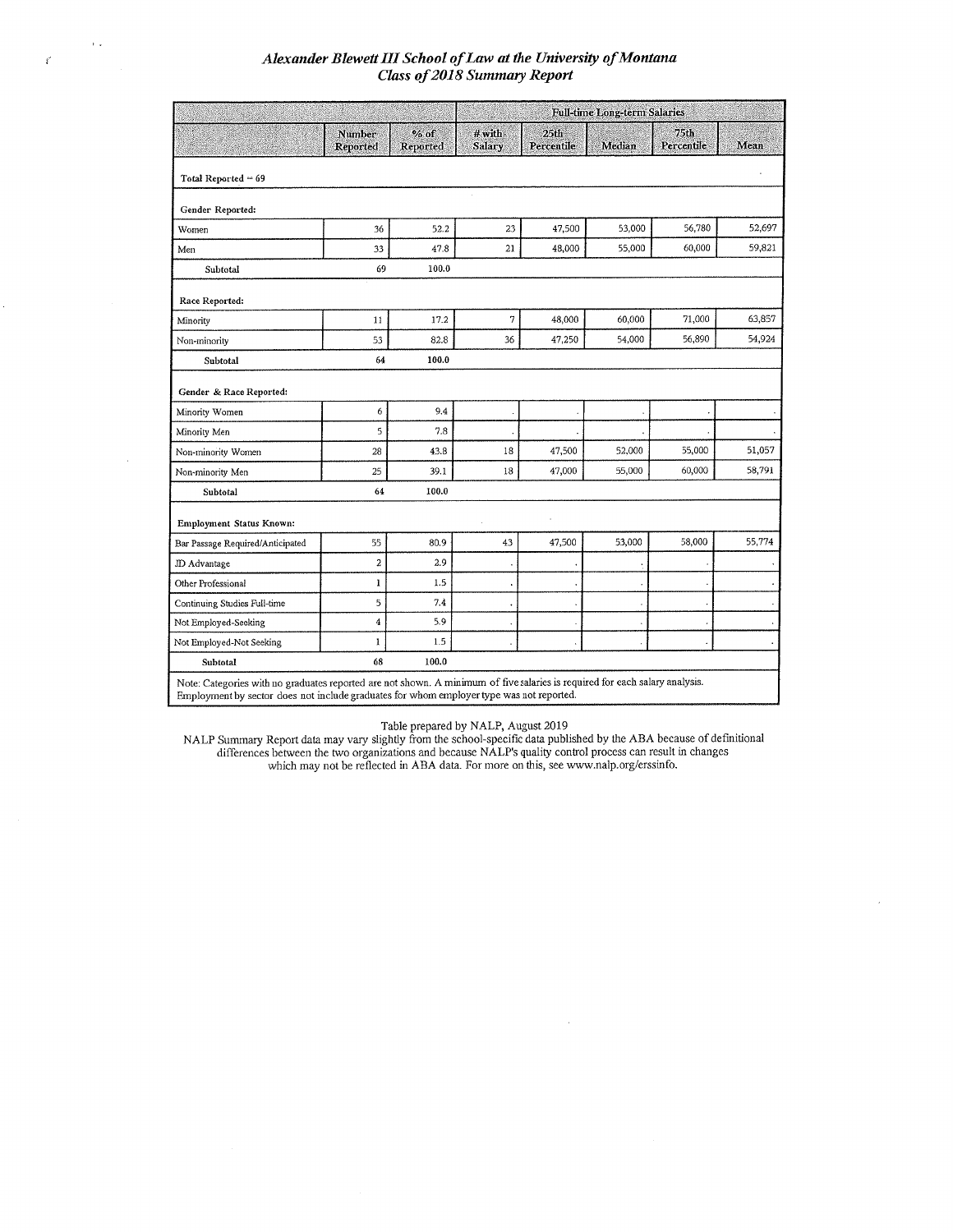## *Alexander Blewett III School of Law at the University of Montana*
## *Class of 2018 Summary Report*

| | Number Reported | % of Reported | Full-time Long-term Salaries # with Salary | 25th Percentile | Median | 75th Percentile | Mean |
|---|---|---|---|---|---|---|---|
| **Total Reported = 69** | | | | | | | |
| **Gender Reported:** | | | | | | | |
| Women | 36 | 52.2 | 23 | 47,500 | 53,000 | 56,780 | 52,697 |
| Men | 33 | 47.8 | 21 | 48,000 | 55,000 | 60,000 | 59,821 |
| **Subtotal** | 69 | 100.0 | | | | | |
| **Race Reported:** | | | | | | | |
| Minority | 11 | 17.2 | 7 | 48,000 | 60,000 | 71,000 | 63,857 |
| Non-minority | 53 | 82.8 | 36 | 47,250 | 54,000 | 56,890 | 54,924 |
| **Subtotal** | 64 | 100.0 | | | | | |
| **Gender & Race Reported:** | | | | | | | |
| Minority Women | 6 | 9.4 | . | . | . | . | . |
| Minority Men | 5 | 7.8 | . | . | . | . | . |
| Non-minority Women | 28 | 43.8 | 18 | 47,500 | 52,000 | 55,000 | 51,057 |
| Non-minority Men | 25 | 39.1 | 18 | 47,000 | 55,000 | 60,000 | 58,791 |
| **Subtotal** | 64 | 100.0 | | | | | |
| **Employment Status Known:** | | | | | | | |
| Bar Passage Required/Anticipated | 55 | 80.9 | 43 | 47,500 | 53,000 | 58,000 | 55,774 |
| JD Advantage | 2 | 2.9 | . | . | . | . | . |
| Other Professional | 1 | 1.5 | . | . | . | . | . |
| Continuing Studies Full-time | 5 | 7.4 | . | . | . | . | . |
| Not Employed-Seeking | 4 | 5.9 | . | . | . | . | . |
| Not Employed-Not Seeking | 1 | 1.5 | . | . | . | . | . |
| **Subtotal** | 68 | 100.0 | | | | | |

Note: Categories with no graduates reported are not shown. A minimum of five salaries is required for each salary analysis. Employment by sector does not include graduates for whom employer type was not reported.

Table prepared by NALP, August 2019

NALP Summary Report data may vary slightly from the school-specific data published by the ABA because of definitional differences between the two organizations and because NALP's quality control process can result in changes which may not be reflected in ABA data. For more on this, see www.nalp.org/erssinfo.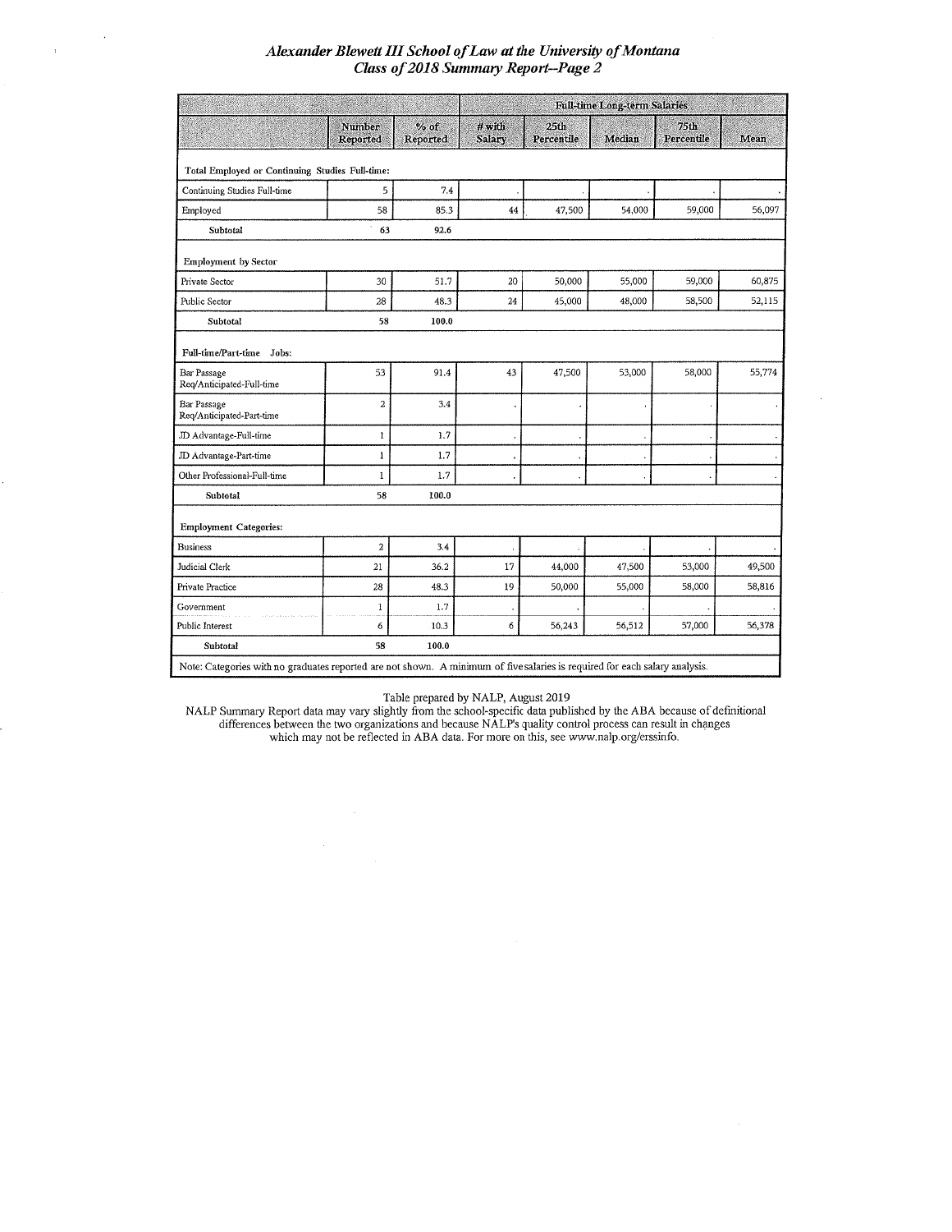## *Alexander Blewett III School of Law at the University of Montana*
## *Class of 2018 Summary Report--Page 2*

| | | | Full-time Long-term Salaries | | | | |
|---|---|---|---|---|---|---|---|
| | Number Reported | % of Reported | # with Salary | 25th Percentile | Median | 75th Percentile | Mean |
| **Total Employed or Continuing Studies Full-time:** | | | | | | | |
| Continuing Studies Full-time | 5 | 7.4 | . | . | . | . | . |
| Employed | 58 | 85.3 | 44 | 47,500 | 54,000 | 59,000 | 56,097 |
| **Subtotal** | **63** | **92.6** | | | | | |
| **Employment by Sector** | | | | | | | |
| Private Sector | 30 | 51.7 | 20 | 50,000 | 55,000 | 59,000 | 60,875 |
| Public Sector | 28 | 48.3 | 24 | 45,000 | 48,000 | 58,500 | 52,115 |
| **Subtotal** | **58** | **100.0** | | | | | |
| **Full-time/Part-time Jobs:** | | | | | | | |
| Bar Passage Req/Anticipated-Full-time | 53 | 91.4 | 43 | 47,500 | 53,000 | 58,000 | 55,774 |
| Bar Passage Req/Anticipated-Part-time | 2 | 3.4 | . | . | . | . | . |
| JD Advantage-Full-time | 1 | 1.7 | . | . | . | . | . |
| JD Advantage-Part-time | 1 | 1.7 | . | . | . | . | . |
| Other Professional-Full-time | 1 | 1.7 | . | . | . | . | . |
| **Subtotal** | **58** | **100.0** | | | | | |
| **Employment Categories:** | | | | | | | |
| Business | 2 | 3.4 | . | . | . | . | . |
| Judicial Clerk | 21 | 36.2 | 17 | 44,000 | 47,500 | 53,000 | 49,500 |
| Private Practice | 28 | 48.3 | 19 | 50,000 | 55,000 | 58,000 | 58,816 |
| Government | 1 | 1.7 | . | . | . | . | . |
| Public Interest | 6 | 10.3 | 6 | 56,243 | 56,512 | 57,000 | 56,378 |
| **Subtotal** | **58** | **100.0** | | | | | |

Note: Categories with no graduates reported are not shown. A minimum of five salaries is required for each salary analysis.

Table prepared by NALP, August 2019

NALP Summary Report data may vary slightly from the school-specific data published by the ABA because of definitional differences between the two organizations and because NALP's quality control process can result in changes which may not be reflected in ABA data. For more on this, see www.nalp.org/erssinfo.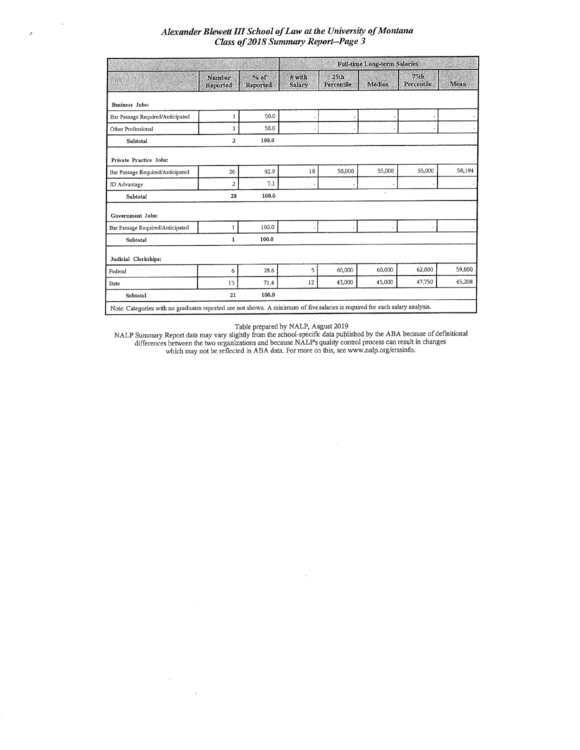## *Alexander Blewett III School of Law at the University of Montana*
## *Class of 2018 Summary Report--Page 3*

| | | | Full-time Long-term Salaries | | | | |
|---|---|---|---|---|---|---|---|
| | Number Reported | % of Reported | # with Salary | 25th Percentile | Median | 75th Percentile | Mean |
| **Business Jobs:** | | | | | | | |
| Bar Passage Required/Anticipated | 1 | 50.0 | . | . | . | . | . |
| Other Professional | 1 | 50.0 | . | . | . | . | . |
| **Subtotal** | **2** | **100.0** | | | | | |
| **Private Practice Jobs:** | | | | | | | |
| Bar Passage Required/Anticipated | 26 | 92.9 | 18 | 50,000 | 55,000 | 55,000 | 58,194 |
| JD Advantage | 2 | 7.1 | . | . | . | . | . |
| **Subtotal** | **28** | **100.0** | | | | | |
| **Government Jobs:** | | | | | | | |
| Bar Passage Required/Anticipated | 1 | 100.0 | . | . | . | . | . |
| **Subtotal** | **1** | **100.0** | | | | | |
| **Judicial Clerkships:** | | | | | | | |
| Federal | 6 | 28.6 | 5 | 60,000 | 60,000 | 62,000 | 59,800 |
| State | 15 | 71.4 | 12 | 43,000 | 45,000 | 47,750 | 45,208 |
| **Subtotal** | **21** | **100.0** | | | | | |

Note: Categories with no graduates reported are not shown. A minimum of five salaries is required for each salary analysis.

Table prepared by NALP, August 2019

NALP Summary Report data may vary slightly from the school-specific data published by the ABA because of definitional differences between the two organizations and because NALP's quality control process can result in changes which may not be reflected in ABA data. For more on this, see www.nalp.org/erssinfo.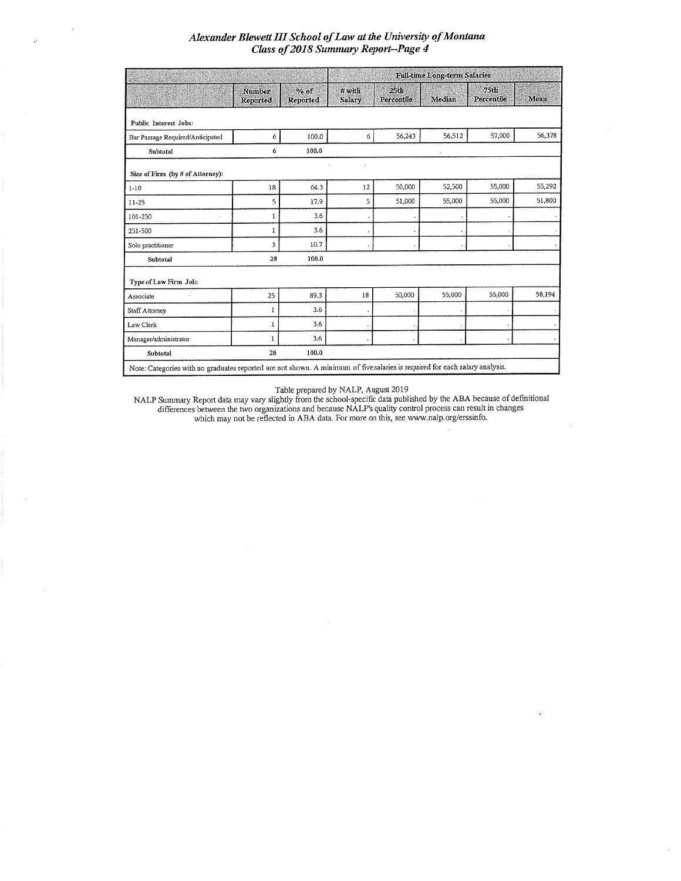# Alexander Blewett III School of Law at the University of Montana
## Class of 2018 Summary Report--Page 4

| | Number Reported | % of Reported | Full-time Long-term Salaries | | | | |
|---|---|---|---|---|---|---|---|
| | | | # with Salary | 25th Percentile | Median | 75th Percentile | Mean |
| **Public Interest Jobs:** | | | | | | | |
| Bar Passage Required/Anticipated | 6 | 100.0 | 6 | 56,243 | 56,512 | 57,000 | 56,378 |
| **Subtotal** | 6 | 100.0 | | | | | |
| **Size of Firm (by # of Attorney):** | | | | | | | |
| 1-10 | 18 | 64.3 | 12 | 50,000 | 52,500 | 55,000 | 55,292 |
| 11-25 | 5 | 17.9 | 5 | 51,000 | 55,000 | 55,000 | 51,800 |
| 101-250 | 1 | 3.6 | . | . | . | . | . |
| 251-500 | 1 | 3.6 | . | . | . | . | . |
| Solo practitioner | 3 | 10.7 | . | . | . | . | . |
| **Subtotal** | 28 | 100.0 | | | | | |
| **Type of Law Firm Job:** | | | | | | | |
| Associate | 25 | 89.3 | 18 | 50,000 | 55,000 | 55,000 | 58,194 |
| Staff Attorney | 1 | 3.6 | . | . | . | . | . |
| Law Clerk | 1 | 3.6 | . | . | . | . | . |
| Manager/administrator | 1 | 3.6 | . | . | . | . | . |
| **Subtotal** | 28 | 100.0 | | | | | |

Note: Categories with no graduates reported are not shown. A minimum of five salaries is required for each salary analysis.

Table prepared by NALP, August 2019

NALP Summary Report data may vary slightly from the school-specific data published by the ABA because of definitional differences between the two organizations and because NALP's quality control process can result in changes which may not be reflected in ABA data. For more on this, see www.nalp.org/erssinfo.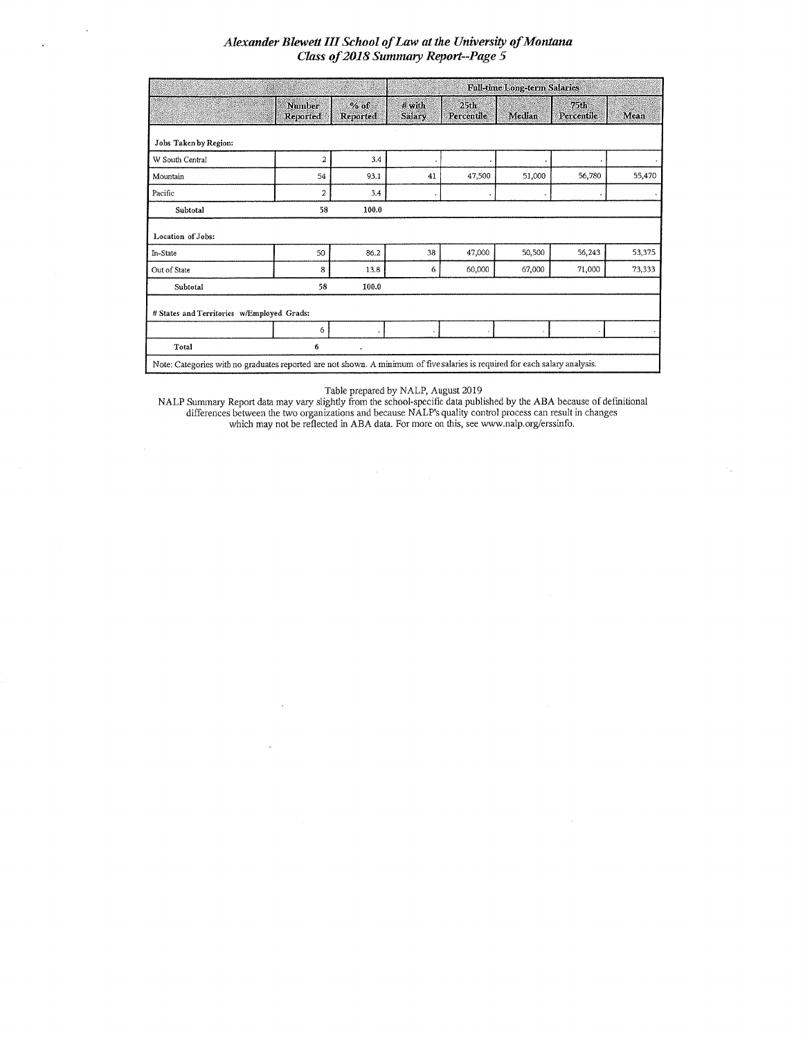# *Alexander Blewett III School of Law at the University of Montana*
## *Class of 2018 Summary Report--Page 5*

| | Number Reported | % of Reported | Full-time Long-term Salaries # with Salary | 25th Percentile | Median | 75th Percentile | Mean |
|---|---|---|---|---|---|---|---|
| **Jobs Taken by Region:** | | | | | | | |
| W South Central | 2 | 3.4 | . | . | . | . | . |
| Mountain | 54 | 93.1 | 41 | 47,500 | 51,000 | 56,780 | 55,470 |
| Pacific | 2 | 3.4 | . | . | . | . | . |
| **Subtotal** | **58** | **100.0** | | | | | |
| **Location of Jobs:** | | | | | | | |
| In-State | 50 | 86.2 | 38 | 47,000 | 50,500 | 56,243 | 53,375 |
| Out of State | 8 | 13.8 | 6 | 60,000 | 67,000 | 71,000 | 73,333 |
| **Subtotal** | **58** | **100.0** | | | | | |
| **# States and Territories w/Employed Grads:** | | | | | | | |
| | 6 | . | . | . | . | . | . |
| **Total** | **6** | **.** | | | | | |

Note: Categories with no graduates reported are not shown. A minimum of five salaries is required for each salary analysis.

Table prepared by NALP, August 2019

NALP Summary Report data may vary slightly from the school-specific data published by the ABA because of definitional differences between the two organizations and because NALP's quality control process can result in changes which may not be reflected in ABA data. For more on this, see www.nalp.org/erssinfo.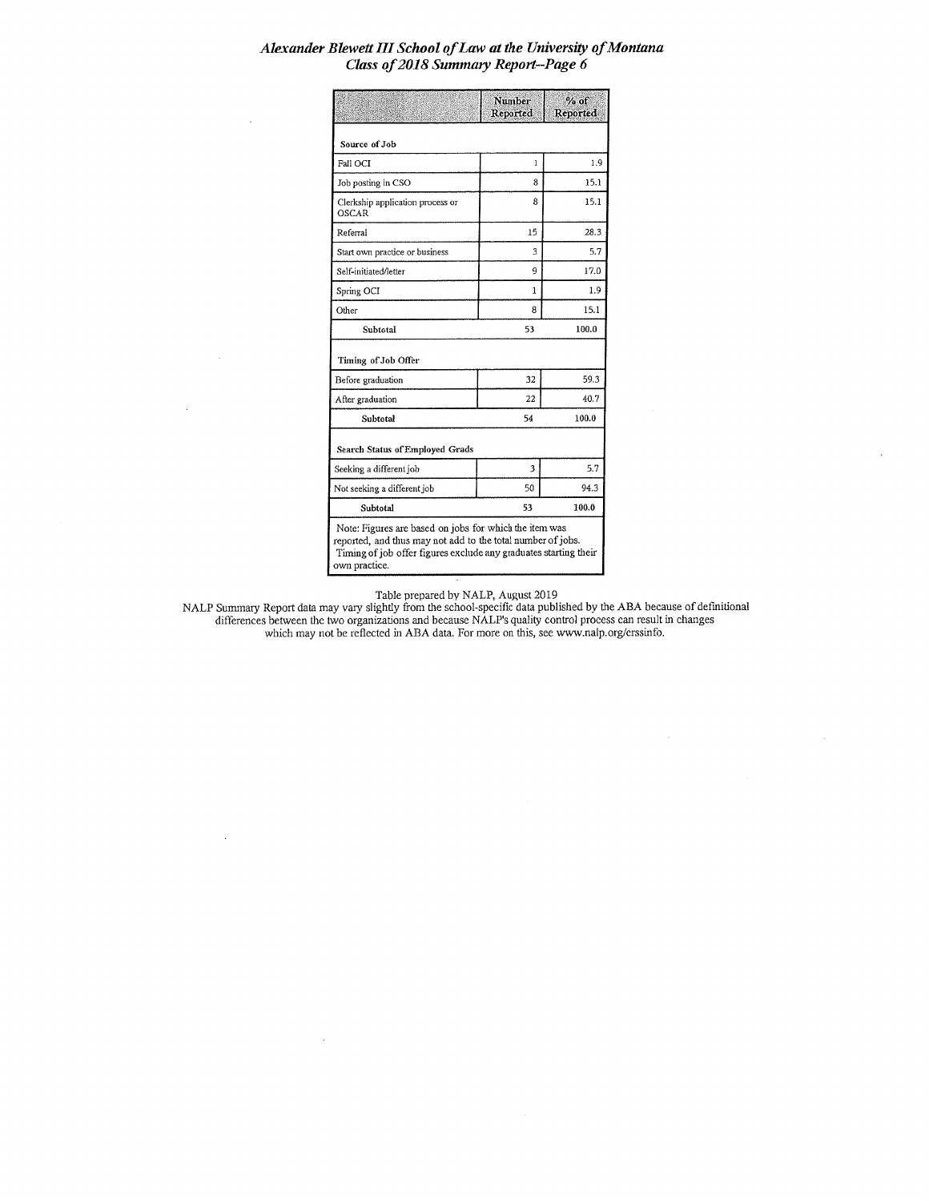## *Alexander Blewett III School of Law at the University of Montana*
## *Class of 2018 Summary Report--Page 6*

| | Number Reported | % of Reported |
|---|---|---|
| **Source of Job** | | |
| Fall OCI | 1 | 1.9 |
| Job posting in CSO | 8 | 15.1 |
| Clerkship application process or OSCAR | 8 | 15.1 |
| Referral | 15 | 28.3 |
| Start own practice or business | 3 | 5.7 |
| Self-initiated/letter | 9 | 17.0 |
| Spring OCI | 1 | 1.9 |
| Other | 8 | 15.1 |
| **Subtotal** | 53 | 100.0 |
| **Timing of Job Offer** | | |
| Before graduation | 32 | 59.3 |
| After graduation | 22 | 40.7 |
| **Subtotal** | 54 | 100.0 |
| **Search Status of Employed Grads** | | |
| Seeking a different job | 3 | 5.7 |
| Not seeking a different job | 50 | 94.3 |
| **Subtotal** | 53 | 100.0 |

Note: Figures are based on jobs for which the item was reported, and thus may not add to the total number of jobs. Timing of job offer figures exclude any graduates starting their own practice.

Table prepared by NALP, August 2019

NALP Summary Report data may vary slightly from the school-specific data published by the ABA because of definitional differences between the two organizations and because NALP's quality control process can result in changes which may not be reflected in ABA data. For more on this, see www.nalp.org/erssinfo.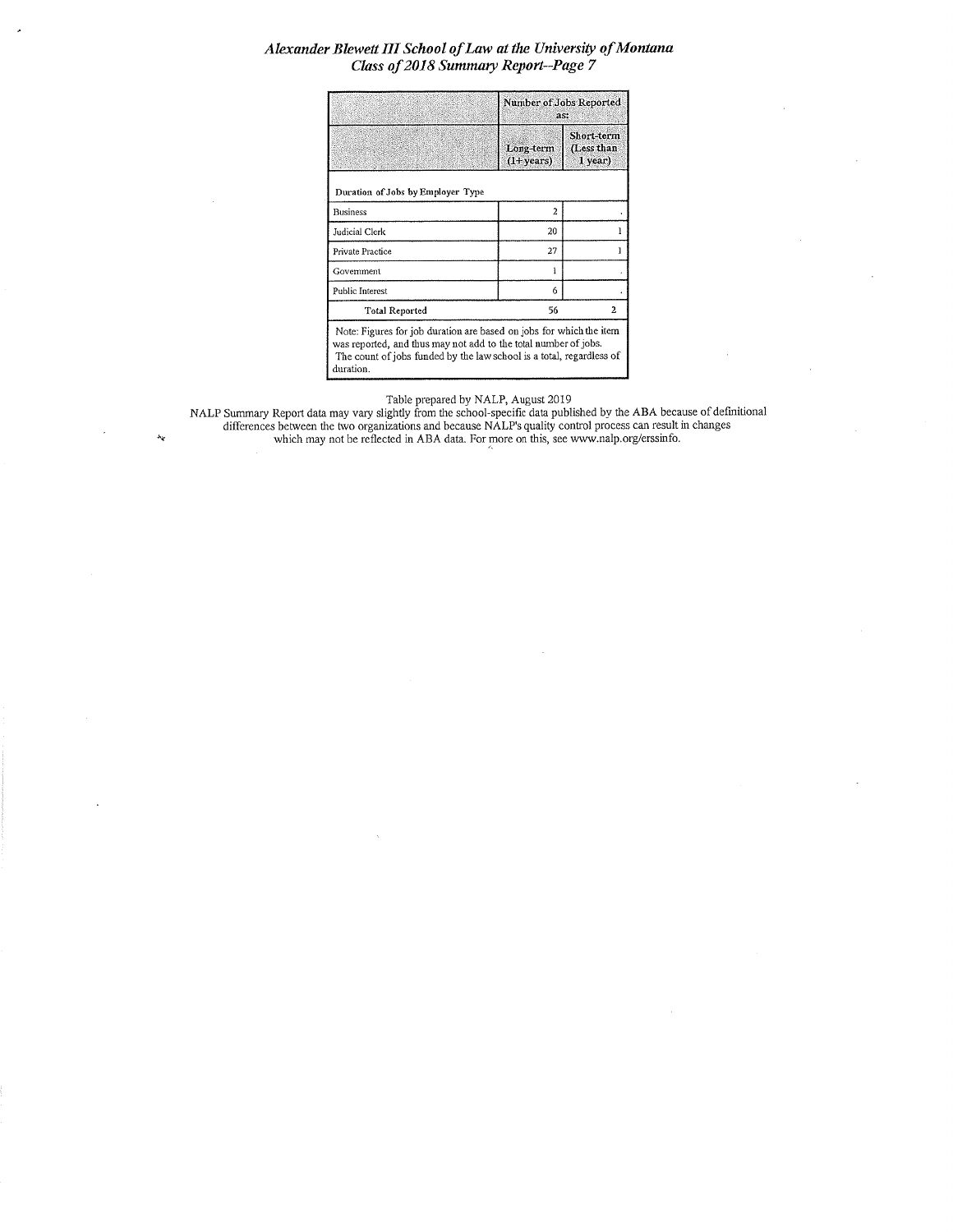# *Alexander Blewett III School of Law at the University of Montana*
## *Class of 2018 Summary Report--Page 7*

| | Number of Jobs Reported as: | |
|---|---|---|
| | Long-term (1+ years) | Short-term (Less than 1 year) |
| **Duration of Jobs by Employer Type** | | |
| Business | 2 | . |
| Judicial Clerk | 20 | 1 |
| Private Practice | 27 | 1 |
| Government | 1 | . |
| Public Interest | 6 | . |
| **Total Reported** | 56 | 2 |

Note: Figures for job duration are based on jobs for which the item was reported, and thus may not add to the total number of jobs. The count of jobs funded by the law school is a total, regardless of duration.

Table prepared by NALP, August 2019

NALP Summary Report data may vary slightly from the school-specific data published by the ABA because of definitional differences between the two organizations and because NALP's quality control process can result in changes which may not be reflected in ABA data. For more on this, see www.nalp.org/erssinfo.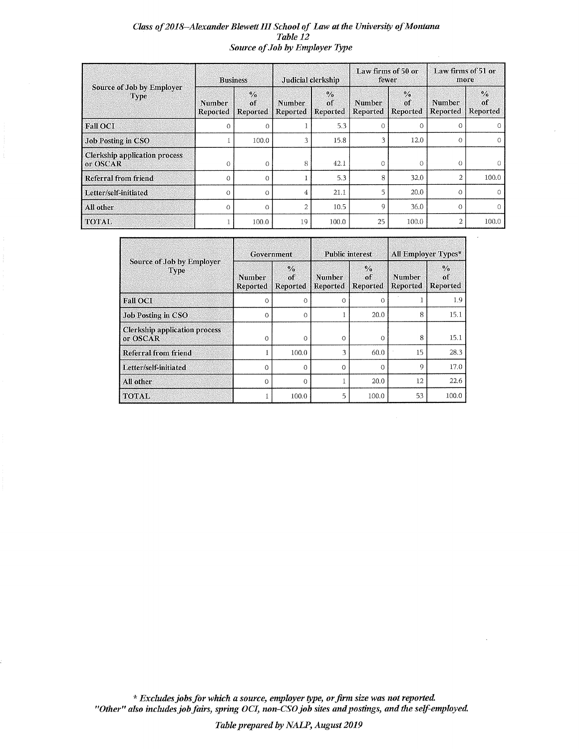*Class of 2018–Alexander Blewett III School of Law at the University of Montana*
*Table 12*
*Source of Job by Employer Type*

| Source of Job by Employer Type | Business | | Judicial clerkship | | Law firms of 50 or fewer | | Law firms of 51 or more | |
|---|---|---|---|---|---|---|---|---|
| | Number Reported | % of Reported | Number Reported | % of Reported | Number Reported | % of Reported | Number Reported | % of Reported |
| Fall OCI | 0 | 0 | 1 | 5.3 | 0 | 0 | 0 | 0 |
| Job Posting in CSO | 1 | 100.0 | 3 | 15.8 | 3 | 12.0 | 0 | 0 |
| Clerkship application process or OSCAR | 0 | 0 | 8 | 42.1 | 0 | 0 | 0 | 0 |
| Referral from friend | 0 | 0 | 1 | 5.3 | 8 | 32.0 | 2 | 100.0 |
| Letter/self-initiated | 0 | 0 | 4 | 21.1 | 5 | 20.0 | 0 | 0 |
| All other | 0 | 0 | 2 | 10.5 | 9 | 36.0 | 0 | 0 |
| TOTAL | 1 | 100.0 | 19 | 100.0 | 25 | 100.0 | 2 | 100.0 |

| Source of Job by Employer Type | Government | | Public interest | | All Employer Types* | |
|---|---|---|---|---|---|---|
| | Number Reported | % of Reported | Number Reported | % of Reported | Number Reported | % of Reported |
| Fall OCI | 0 | 0 | 0 | 0 | 1 | 1.9 |
| Job Posting in CSO | 0 | 0 | 1 | 20.0 | 8 | 15.1 |
| Clerkship application process or OSCAR | 0 | 0 | 0 | 0 | 8 | 15.1 |
| Referral from friend | 1 | 100.0 | 3 | 60.0 | 15 | 28.3 |
| Letter/self-initiated | 0 | 0 | 0 | 0 | 9 | 17.0 |
| All other | 0 | 0 | 1 | 20.0 | 12 | 22.6 |
| TOTAL | 1 | 100.0 | 5 | 100.0 | 53 | 100.0 |

*\* Excludes jobs for which a source, employer type, or firm size was not reported.*
*"Other" also includes job fairs, spring OCI, non-CSO job sites and postings, and the self-employed.*

*Table prepared by NALP, August 2019*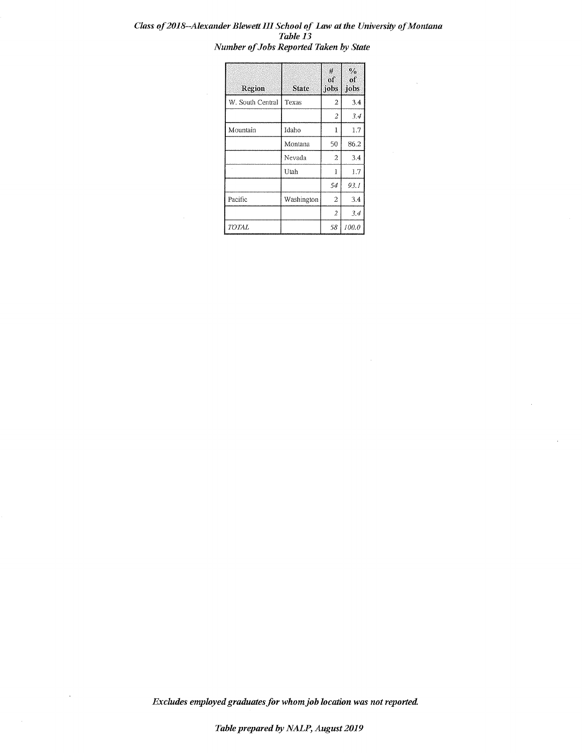***Class of 2018--Alexander Blewett III School of Law at the University of Montana***
***Table 13***
***Number of Jobs Reported Taken by State***

| Region | State | # of jobs | % of jobs |
|---|---|---|---|
| W. South Central | Texas | 2 | 3.4 |
| | | *2* | *3.4* |
| Mountain | Idaho | 1 | 1.7 |
| | Montana | 50 | 86.2 |
| | Nevada | 2 | 3.4 |
| | Utah | 1 | 1.7 |
| | | *54* | *93.1* |
| Pacific | Washington | 2 | 3.4 |
| | | *2* | *3.4* |
| *TOTAL* | | *58* | *100.0* |

***Excludes employed graduates for whom job location was not reported.***

***Table prepared by NALP, August 2019***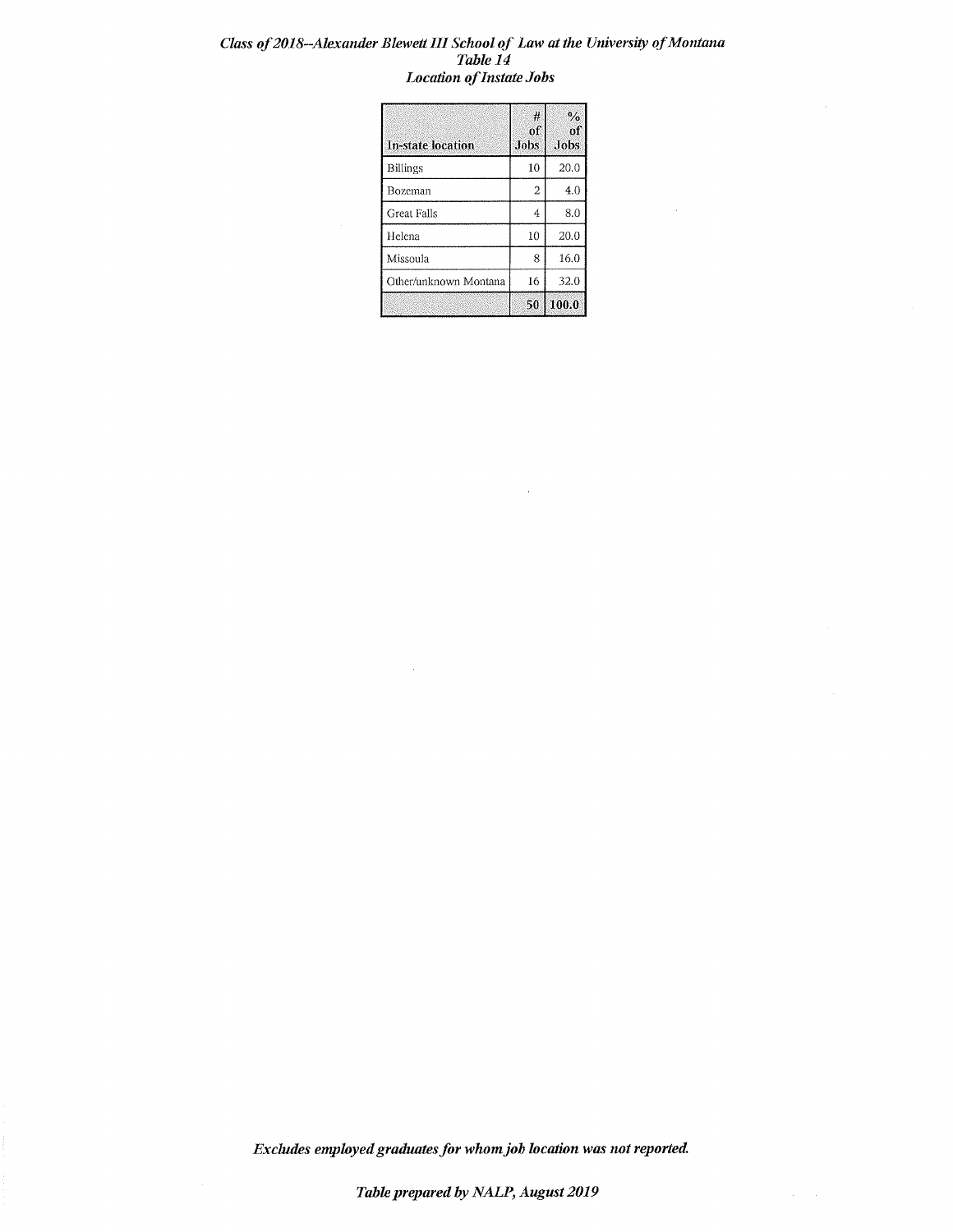***Class of 2018--Alexander Blewett III School of Law at the University of Montana***
***Table 14***
***Location of Instate Jobs***

| In-state location | # of Jobs | % of Jobs |
|---|---|---|
| Billings | 10 | 20.0 |
| Bozeman | 2 | 4.0 |
| Great Falls | 4 | 8.0 |
| Helena | 10 | 20.0 |
| Missoula | 8 | 16.0 |
| Other/unknown Montana | 16 | 32.0 |
| | 50 | 100.0 |

***Excludes employed graduates for whom job location was not reported.***

***Table prepared by NALP, August 2019***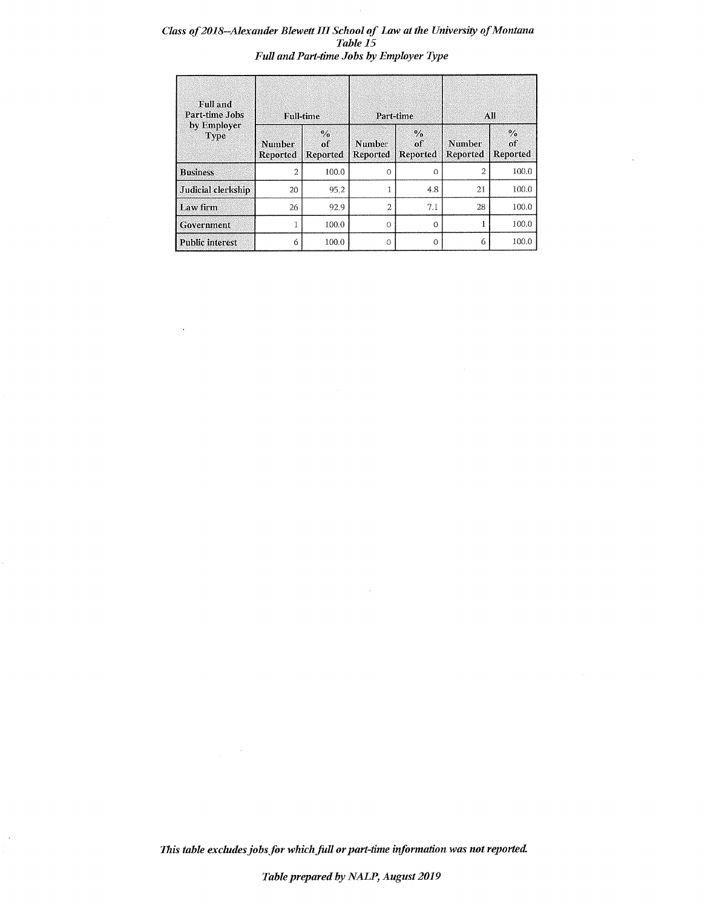*Class of 2018--Alexander Blewett III School of Law at the University of Montana*
*Table 15*
*Full and Part-time Jobs by Employer Type*

| Full and Part-time Jobs by Employer Type | Full-time | | Part-time | | All | |
|---|---|---|---|---|---|---|
| | Number Reported | % of Reported | Number Reported | % of Reported | Number Reported | % of Reported |
| Business | 2 | 100.0 | 0 | 0 | 2 | 100.0 |
| Judicial clerkship | 20 | 95.2 | 1 | 4.8 | 21 | 100.0 |
| Law firm | 26 | 92.9 | 2 | 7.1 | 28 | 100.0 |
| Government | 1 | 100.0 | 0 | 0 | 1 | 100.0 |
| Public interest | 6 | 100.0 | 0 | 0 | 6 | 100.0 |

*This table excludes jobs for which full or part-time information was not reported.*

*Table prepared by NALP, August 2019*